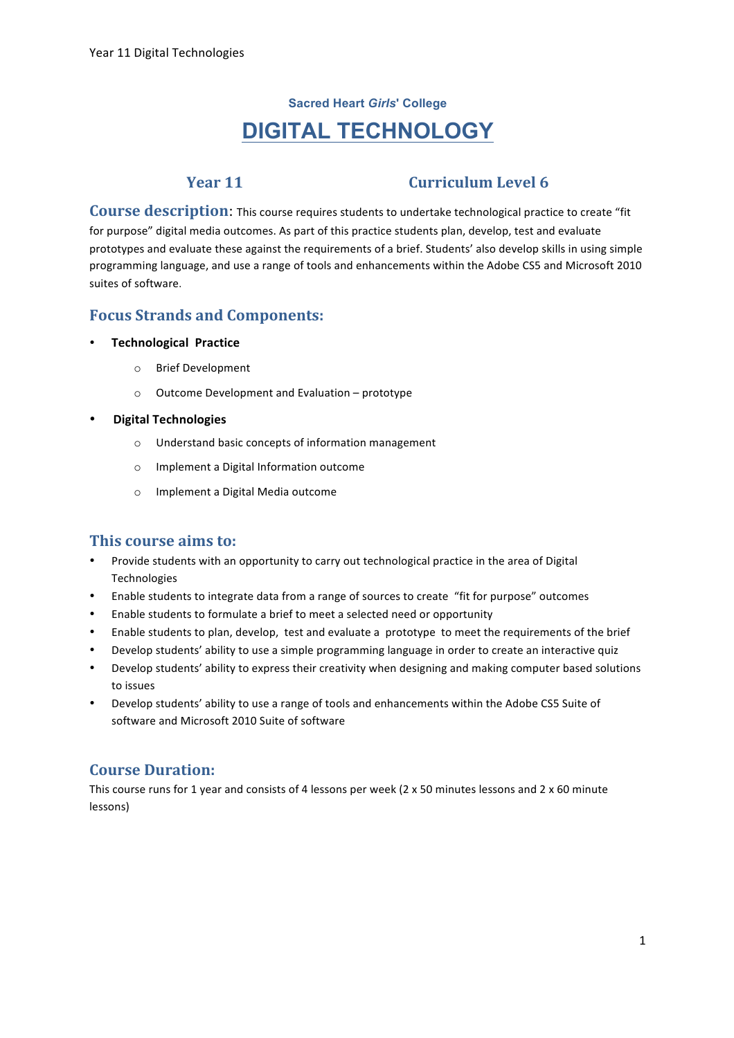Sacred Heart *Girls*' College

# DIGITAL TECHNOLOGY

**Year 11** **Curriculum Level 6**

## Course description:

This course requires students to undertake technological practice to create "fit for purpose" digital media outcomes. As part of this practice students plan, develop, test and evaluate prototypes and evaluate these against the requirements of a brief. Students' also develop skills in using simple programming language, and use a range of tools and enhancements within the Adobe CS5 and Microsoft 2010 suites of software.

## Focus Strands and Components:

- **Technological Practice**
  - Brief Development
  - Outcome Development and Evaluation – prototype
- **Digital Technologies**
  - Understand basic concepts of information management
  - Implement a Digital Information outcome
  - Implement a Digital Media outcome

## This course aims to:

- Provide students with an opportunity to carry out technological practice in the area of Digital Technologies
- Enable students to integrate data from a range of sources to create "fit for purpose" outcomes
- Enable students to formulate a brief to meet a selected need or opportunity
- Enable students to plan, develop, test and evaluate a prototype to meet the requirements of the brief
- Develop students' ability to use a simple programming language in order to create an interactive quiz
- Develop students' ability to express their creativity when designing and making computer based solutions to issues
- Develop students' ability to use a range of tools and enhancements within the Adobe CS5 Suite of software and Microsoft 2010 Suite of software

## Course Duration:

This course runs for 1 year and consists of 4 lessons per week (2 x 50 minutes lessons and 2 x 60 minute lessons)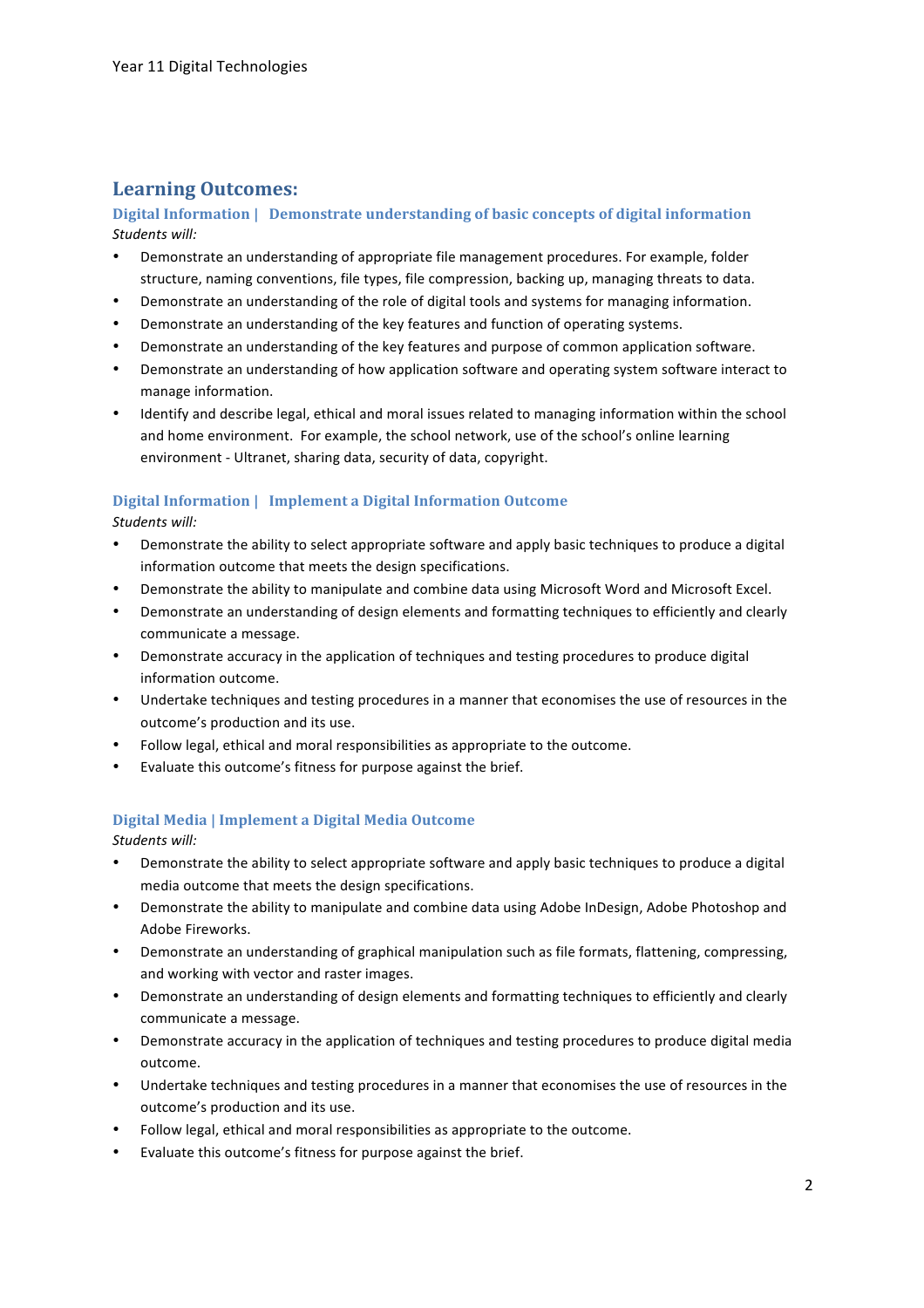## Learning Outcomes:

### Digital Information | Demonstrate understanding of basic concepts of digital information

*Students will:*

- Demonstrate an understanding of appropriate file management procedures. For example, folder structure, naming conventions, file types, file compression, backing up, managing threats to data.
- Demonstrate an understanding of the role of digital tools and systems for managing information.
- Demonstrate an understanding of the key features and function of operating systems.
- Demonstrate an understanding of the key features and purpose of common application software.
- Demonstrate an understanding of how application software and operating system software interact to manage information.
- Identify and describe legal, ethical and moral issues related to managing information within the school and home environment. For example, the school network, use of the school's online learning environment - Ultranet, sharing data, security of data, copyright.

### Digital Information | Implement a Digital Information Outcome

*Students will:*

- Demonstrate the ability to select appropriate software and apply basic techniques to produce a digital information outcome that meets the design specifications.
- Demonstrate the ability to manipulate and combine data using Microsoft Word and Microsoft Excel.
- Demonstrate an understanding of design elements and formatting techniques to efficiently and clearly communicate a message.
- Demonstrate accuracy in the application of techniques and testing procedures to produce digital information outcome.
- Undertake techniques and testing procedures in a manner that economises the use of resources in the outcome's production and its use.
- Follow legal, ethical and moral responsibilities as appropriate to the outcome.
- Evaluate this outcome's fitness for purpose against the brief.

### Digital Media | Implement a Digital Media Outcome

*Students will:*

- Demonstrate the ability to select appropriate software and apply basic techniques to produce a digital media outcome that meets the design specifications.
- Demonstrate the ability to manipulate and combine data using Adobe InDesign, Adobe Photoshop and Adobe Fireworks.
- Demonstrate an understanding of graphical manipulation such as file formats, flattening, compressing, and working with vector and raster images.
- Demonstrate an understanding of design elements and formatting techniques to efficiently and clearly communicate a message.
- Demonstrate accuracy in the application of techniques and testing procedures to produce digital media outcome.
- Undertake techniques and testing procedures in a manner that economises the use of resources in the outcome's production and its use.
- Follow legal, ethical and moral responsibilities as appropriate to the outcome.
- Evaluate this outcome's fitness for purpose against the brief.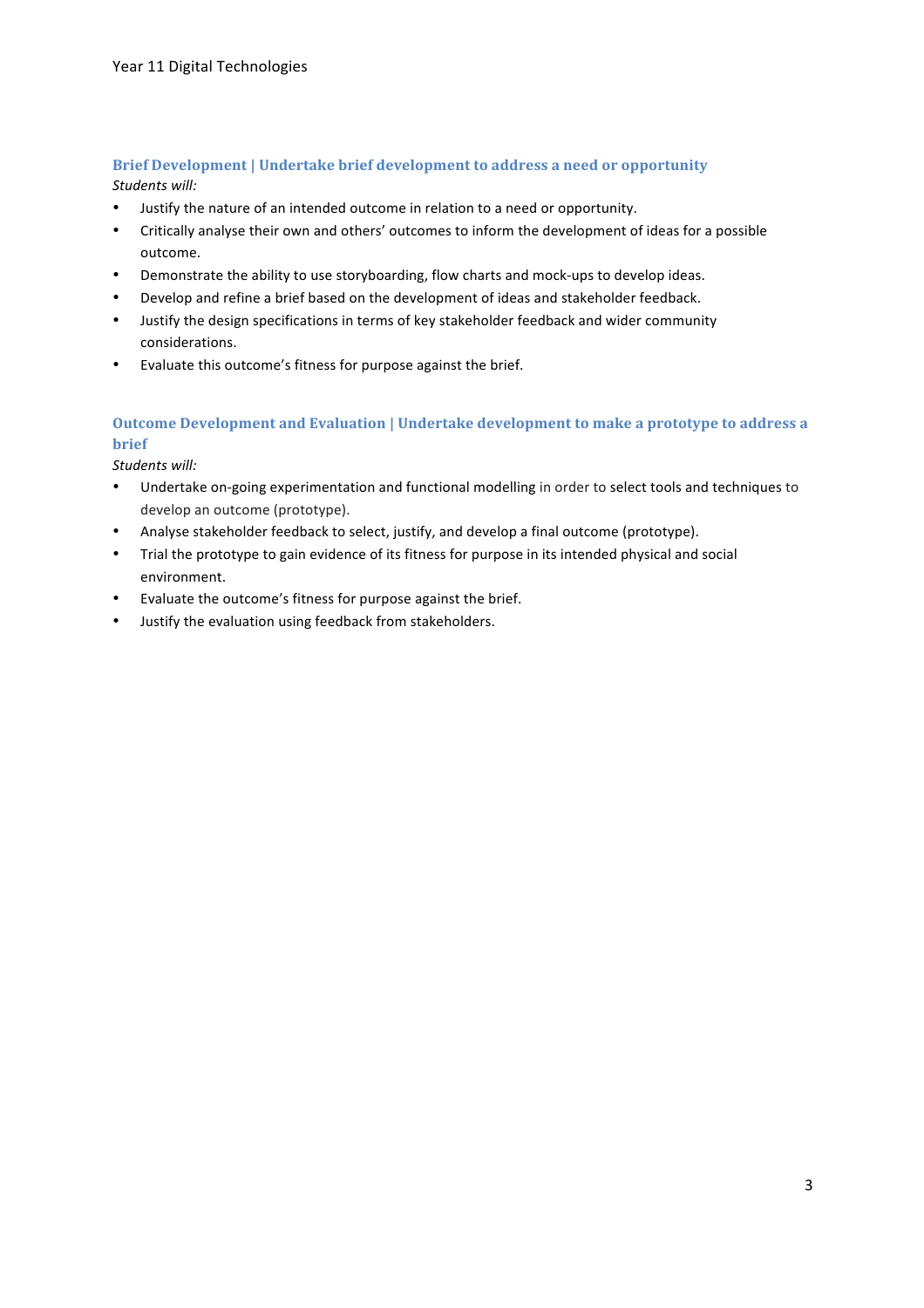### Brief Development | Undertake brief development to address a need or opportunity

*Students will:*

- Justify the nature of an intended outcome in relation to a need or opportunity.
- Critically analyse their own and others' outcomes to inform the development of ideas for a possible outcome.
- Demonstrate the ability to use storyboarding, flow charts and mock-ups to develop ideas.
- Develop and refine a brief based on the development of ideas and stakeholder feedback.
- Justify the design specifications in terms of key stakeholder feedback and wider community considerations.
- Evaluate this outcome's fitness for purpose against the brief.

### Outcome Development and Evaluation | Undertake development to make a prototype to address a brief

*Students will:*

- Undertake on-going experimentation and functional modelling in order to select tools and techniques to develop an outcome (prototype).
- Analyse stakeholder feedback to select, justify, and develop a final outcome (prototype).
- Trial the prototype to gain evidence of its fitness for purpose in its intended physical and social environment.
- Evaluate the outcome's fitness for purpose against the brief.
- Justify the evaluation using feedback from stakeholders.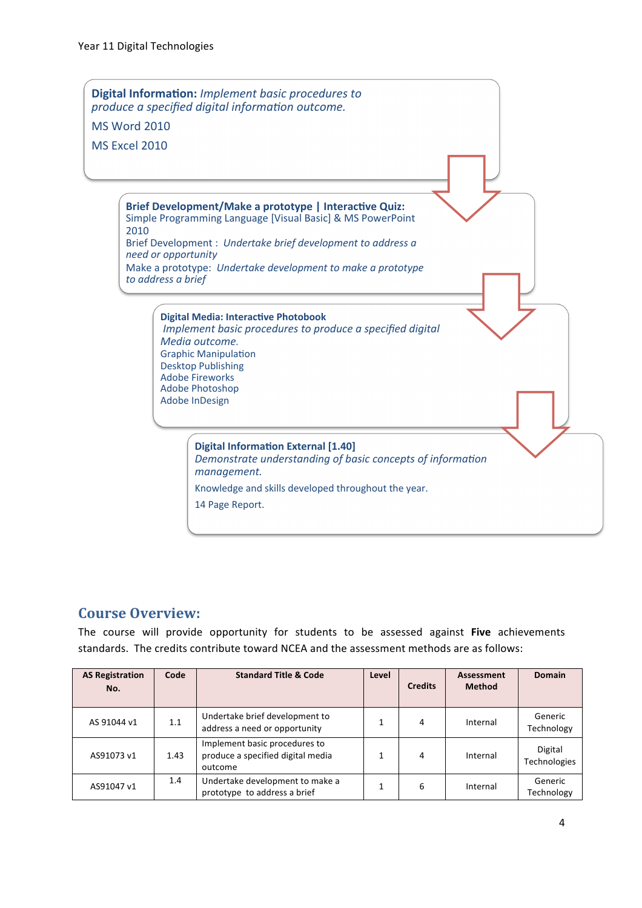**Digital Information:** *Implement basic procedures to produce a specified digital information outcome.*

MS Word 2010

MS Excel 2010

**Brief Development/Make a prototype | Interactive Quiz:**
Simple Programming Language [Visual Basic] & MS PowerPoint 2010
Brief Development : *Undertake brief development to address a need or opportunity*
Make a prototype: *Undertake development to make a prototype to address a brief*

**Digital Media: Interactive Photobook**
*Implement basic procedures to produce a specified digital Media outcome.*
Graphic Manipulation
Desktop Publishing
Adobe Fireworks
Adobe Photoshop
Adobe InDesign

**Digital Information External [1.40]**
*Demonstrate understanding of basic concepts of information management.*

Knowledge and skills developed throughout the year.

14 Page Report.

## Course Overview:

The course will provide opportunity for students to be assessed against **Five** achievements standards. The credits contribute toward NCEA and the assessment methods are as follows:

| AS Registration No. | Code | Standard Title & Code | Level | Credits | Assessment Method | Domain |
|---|---|---|---|---|---|---|
| AS 91044 v1 | 1.1 | Undertake brief development to address a need or opportunity | 1 | 4 | Internal | Generic Technology |
| AS91073 v1 | 1.43 | Implement basic procedures to produce a specified digital media outcome | 1 | 4 | Internal | Digital Technologies |
| AS91047 v1 | 1.4 | Undertake development to make a prototype to address a brief | 1 | 6 | Internal | Generic Technology |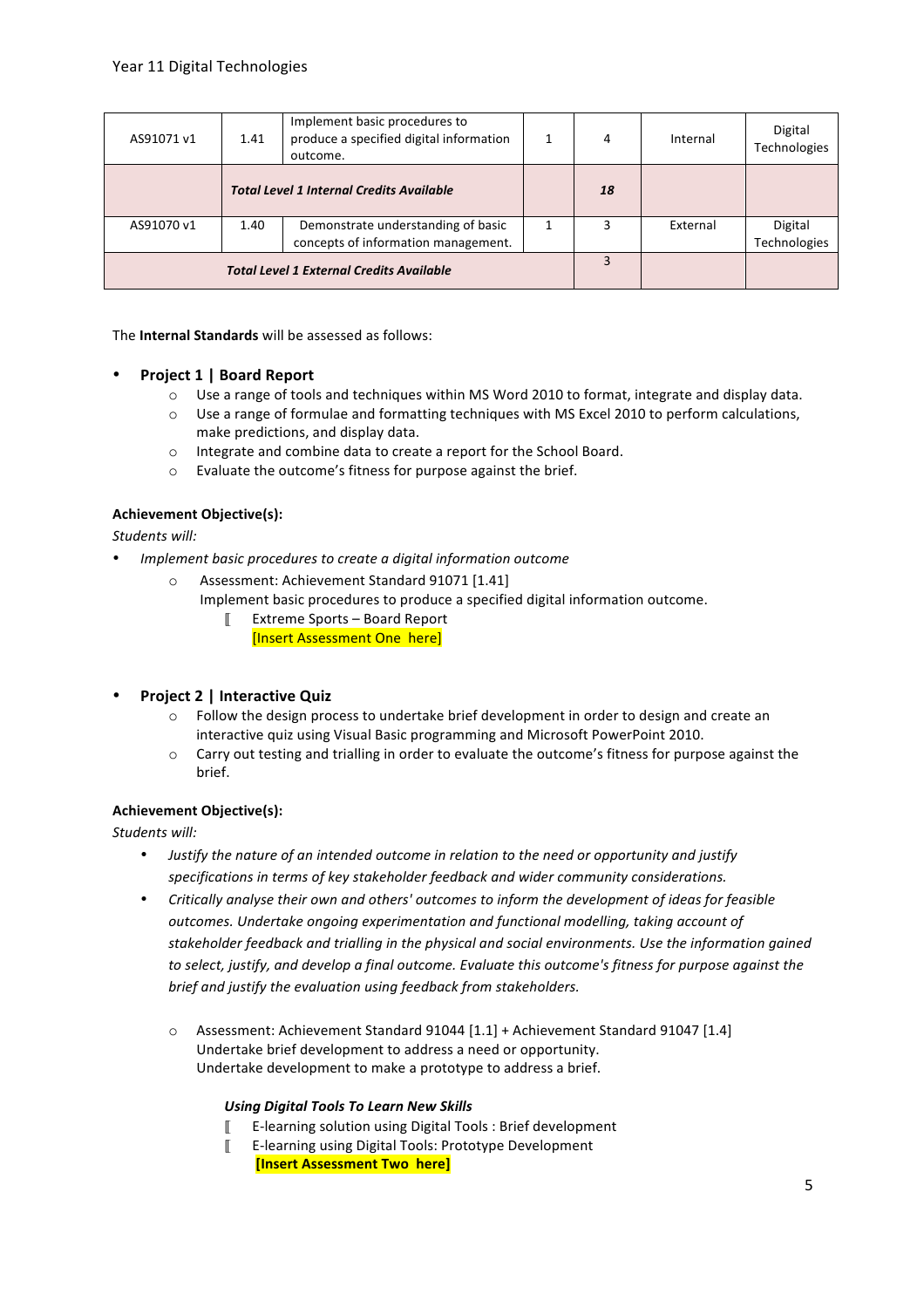| AS91071 v1 | 1.41 | Implement basic procedures to produce a specified digital information outcome. | 1 | 4 | Internal | Digital Technologies |
|---|---|---|---|---|---|---|
| | ***Total Level 1 Internal Credits Available*** | | | ***18*** | | |
| AS91070 v1 | 1.40 | Demonstrate understanding of basic concepts of information management. | 1 | 3 | External | Digital Technologies |
| ***Total Level 1 External Credits Available*** | | | | 3 | | |

The **Internal Standards** will be assessed as follows:

- **Project 1 | Board Report**
    - Use a range of tools and techniques within MS Word 2010 to format, integrate and display data.
    - Use a range of formulae and formatting techniques with MS Excel 2010 to perform calculations, make predictions, and display data.
    - Integrate and combine data to create a report for the School Board.
    - Evaluate the outcome's fitness for purpose against the brief.

**Achievement Objective(s):**

*Students will:*

- *Implement basic procedures to create a digital information outcome*
    - Assessment: Achievement Standard 91071 [1.41]
      Implement basic procedures to produce a specified digital information outcome.
        - Extreme Sports – Board Report
          [Insert Assessment One here]

- **Project 2 | Interactive Quiz**
    - Follow the design process to undertake brief development in order to design and create an interactive quiz using Visual Basic programming and Microsoft PowerPoint 2010.
    - Carry out testing and trialling in order to evaluate the outcome's fitness for purpose against the brief.

**Achievement Objective(s):**

*Students will:*

- *Justify the nature of an intended outcome in relation to the need or opportunity and justify specifications in terms of key stakeholder feedback and wider community considerations.*
- *Critically analyse their own and others' outcomes to inform the development of ideas for feasible outcomes. Undertake ongoing experimentation and functional modelling, taking account of stakeholder feedback and trialling in the physical and social environments. Use the information gained to select, justify, and develop a final outcome. Evaluate this outcome's fitness for purpose against the brief and justify the evaluation using feedback from stakeholders.*
    - Assessment: Achievement Standard 91044 [1.1] + Achievement Standard 91047 [1.4]
      Undertake brief development to address a need or opportunity.
      Undertake development to make a prototype to address a brief.

      ***Using Digital Tools To Learn New Skills***
        - E-learning solution using Digital Tools : Brief development
        - E-learning using Digital Tools: Prototype Development
          **[Insert Assessment Two here]**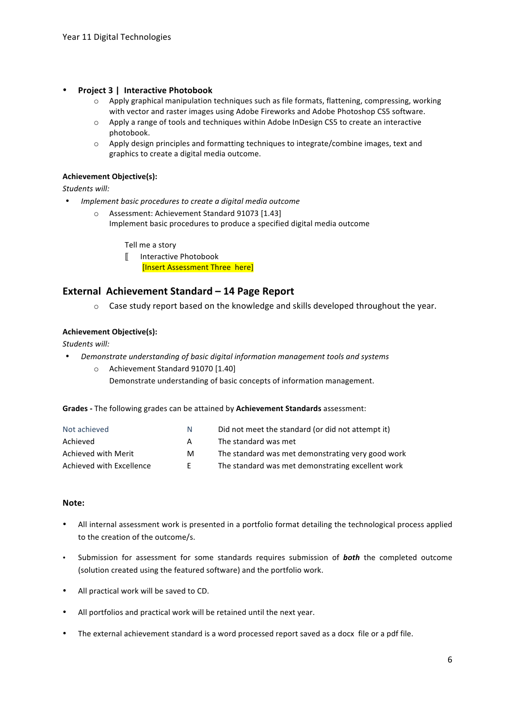- **Project 3 | Interactive Photobook**
  - Apply graphical manipulation techniques such as file formats, flattening, compressing, working with vector and raster images using Adobe Fireworks and Adobe Photoshop CS5 software.
  - Apply a range of tools and techniques within Adobe InDesign CS5 to create an interactive photobook.
  - Apply design principles and formatting techniques to integrate/combine images, text and graphics to create a digital media outcome.

**Achievement Objective(s):**

*Students will:*

- *Implement basic procedures to create a digital media outcome*
  - Assessment: Achievement Standard 91073 [1.43]
    Implement basic procedures to produce a specified digital media outcome

    Tell me a story

    ⟦ Interactive Photobook
    [Insert Assessment Three here]

## External Achievement Standard – 14 Page Report

- Case study report based on the knowledge and skills developed throughout the year.

**Achievement Objective(s):**

*Students will:*

- *Demonstrate understanding of basic digital information management tools and systems*
  - Achievement Standard 91070 [1.40]
    Demonstrate understanding of basic concepts of information management.

**Grades -** The following grades can be attained by **Achievement Standards** assessment:

| | | |
|---|---|---|
| Not achieved | N | Did not meet the standard (or did not attempt it) |
| Achieved | A | The standard was met |
| Achieved with Merit | M | The standard was met demonstrating very good work |
| Achieved with Excellence | E | The standard was met demonstrating excellent work |

### Note:

- All internal assessment work is presented in a portfolio format detailing the technological process applied to the creation of the outcome/s.
- Submission for assessment for some standards requires submission of ***both*** the completed outcome (solution created using the featured software) and the portfolio work.
- All practical work will be saved to CD.
- All portfolios and practical work will be retained until the next year.
- The external achievement standard is a word processed report saved as a docx file or a pdf file.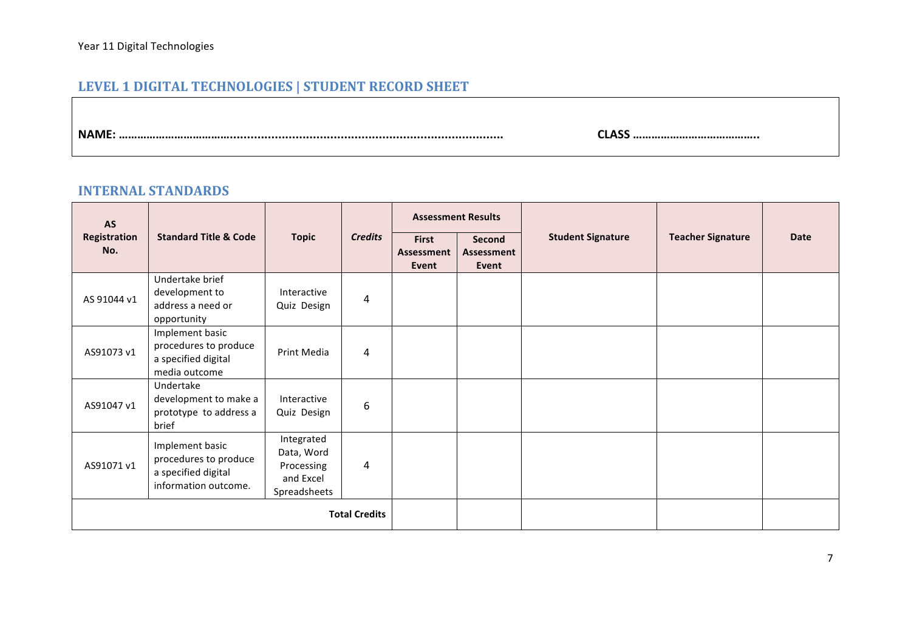## LEVEL 1 DIGITAL TECHNOLOGIES | STUDENT RECORD SHEET

**NAME: ……………………………..............................................................................................** **CLASS …………………………………..**

## INTERNAL STANDARDS

| AS Registration No. | Standard Title & Code | Topic | *Credits* | Assessment Results | | Student Signature | Teacher Signature | Date |
|---|---|---|---|---|---|---|---|---|
| | | | | First Assessment Event | Second Assessment Event | | | |
| AS 91044 v1 | Undertake brief development to address a need or opportunity | Interactive Quiz Design | 4 | | | | | |
| AS91073 v1 | Implement basic procedures to produce a specified digital media outcome | Print Media | 4 | | | | | |
| AS91047 v1 | Undertake development to make a prototype to address a brief | Interactive Quiz Design | 6 | | | | | |
| AS91071 v1 | Implement basic procedures to produce a specified digital information outcome. | Integrated Data, Word Processing and Excel Spreadsheets | 4 | | | | | |
| **Total Credits** | | | | | | | | |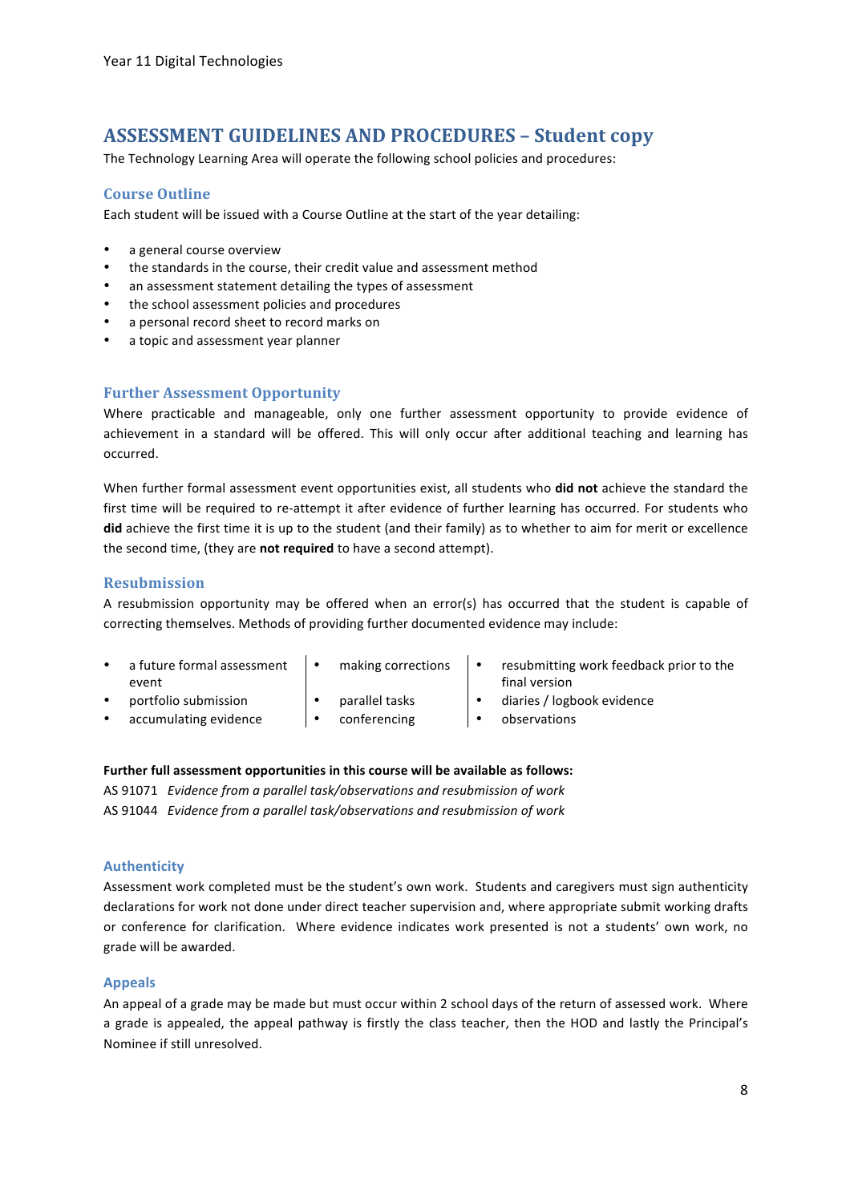## ASSESSMENT GUIDELINES AND PROCEDURES – Student copy

The Technology Learning Area will operate the following school policies and procedures:

### Course Outline

Each student will be issued with a Course Outline at the start of the year detailing:

- a general course overview
- the standards in the course, their credit value and assessment method
- an assessment statement detailing the types of assessment
- the school assessment policies and procedures
- a personal record sheet to record marks on
- a topic and assessment year planner

### Further Assessment Opportunity

Where practicable and manageable, only one further assessment opportunity to provide evidence of achievement in a standard will be offered. This will only occur after additional teaching and learning has occurred.

When further formal assessment event opportunities exist, all students who **did not** achieve the standard the first time will be required to re-attempt it after evidence of further learning has occurred. For students who **did** achieve the first time it is up to the student (and their family) as to whether to aim for merit or excellence the second time, (they are **not required** to have a second attempt).

### Resubmission

A resubmission opportunity may be offered when an error(s) has occurred that the student is capable of correcting themselves. Methods of providing further documented evidence may include:

- a future formal assessment event
- portfolio submission
- accumulating evidence
- making corrections
- parallel tasks
- conferencing
- resubmitting work feedback prior to the final version
- diaries / logbook evidence
- observations

**Further full assessment opportunities in this course will be available as follows:**

AS 91071 *Evidence from a parallel task/observations and resubmission of work*

AS 91044 *Evidence from a parallel task/observations and resubmission of work*

### Authenticity

Assessment work completed must be the student's own work. Students and caregivers must sign authenticity declarations for work not done under direct teacher supervision and, where appropriate submit working drafts or conference for clarification. Where evidence indicates work presented is not a students' own work, no grade will be awarded.

### Appeals

An appeal of a grade may be made but must occur within 2 school days of the return of assessed work. Where a grade is appealed, the appeal pathway is firstly the class teacher, then the HOD and lastly the Principal's Nominee if still unresolved.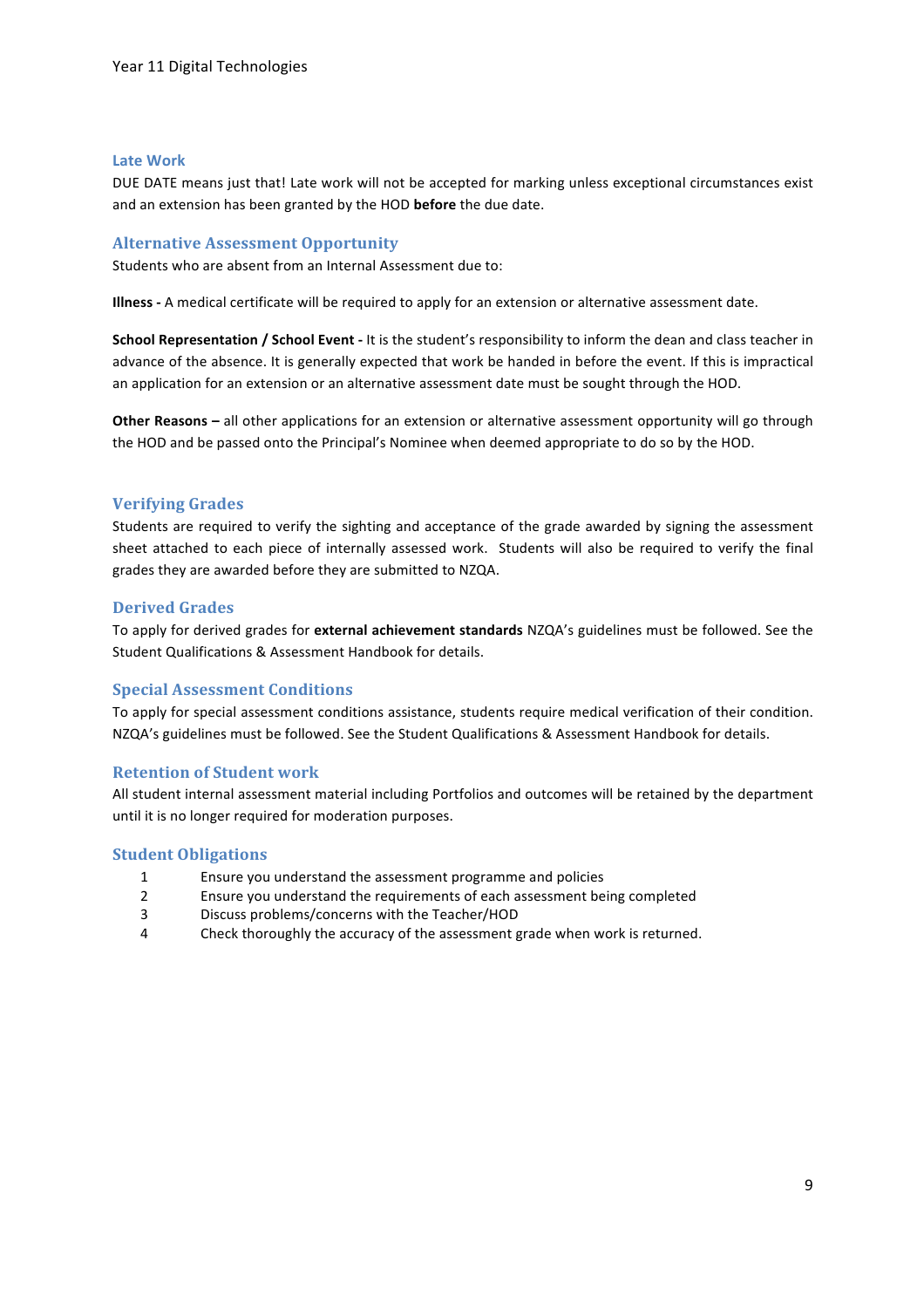### Late Work

DUE DATE means just that! Late work will not be accepted for marking unless exceptional circumstances exist and an extension has been granted by the HOD **before** the due date.

### Alternative Assessment Opportunity

Students who are absent from an Internal Assessment due to:

**Illness -** A medical certificate will be required to apply for an extension or alternative assessment date.

**School Representation / School Event -** It is the student's responsibility to inform the dean and class teacher in advance of the absence. It is generally expected that work be handed in before the event. If this is impractical an application for an extension or an alternative assessment date must be sought through the HOD.

**Other Reasons –** all other applications for an extension or alternative assessment opportunity will go through the HOD and be passed onto the Principal's Nominee when deemed appropriate to do so by the HOD.

### Verifying Grades

Students are required to verify the sighting and acceptance of the grade awarded by signing the assessment sheet attached to each piece of internally assessed work. Students will also be required to verify the final grades they are awarded before they are submitted to NZQA.

### Derived Grades

To apply for derived grades for **external achievement standards** NZQA's guidelines must be followed. See the Student Qualifications & Assessment Handbook for details.

### Special Assessment Conditions

To apply for special assessment conditions assistance, students require medical verification of their condition. NZQA's guidelines must be followed. See the Student Qualifications & Assessment Handbook for details.

### Retention of Student work

All student internal assessment material including Portfolios and outcomes will be retained by the department until it is no longer required for moderation purposes.

### Student Obligations

1. Ensure you understand the assessment programme and policies
2. Ensure you understand the requirements of each assessment being completed
3. Discuss problems/concerns with the Teacher/HOD
4. Check thoroughly the accuracy of the assessment grade when work is returned.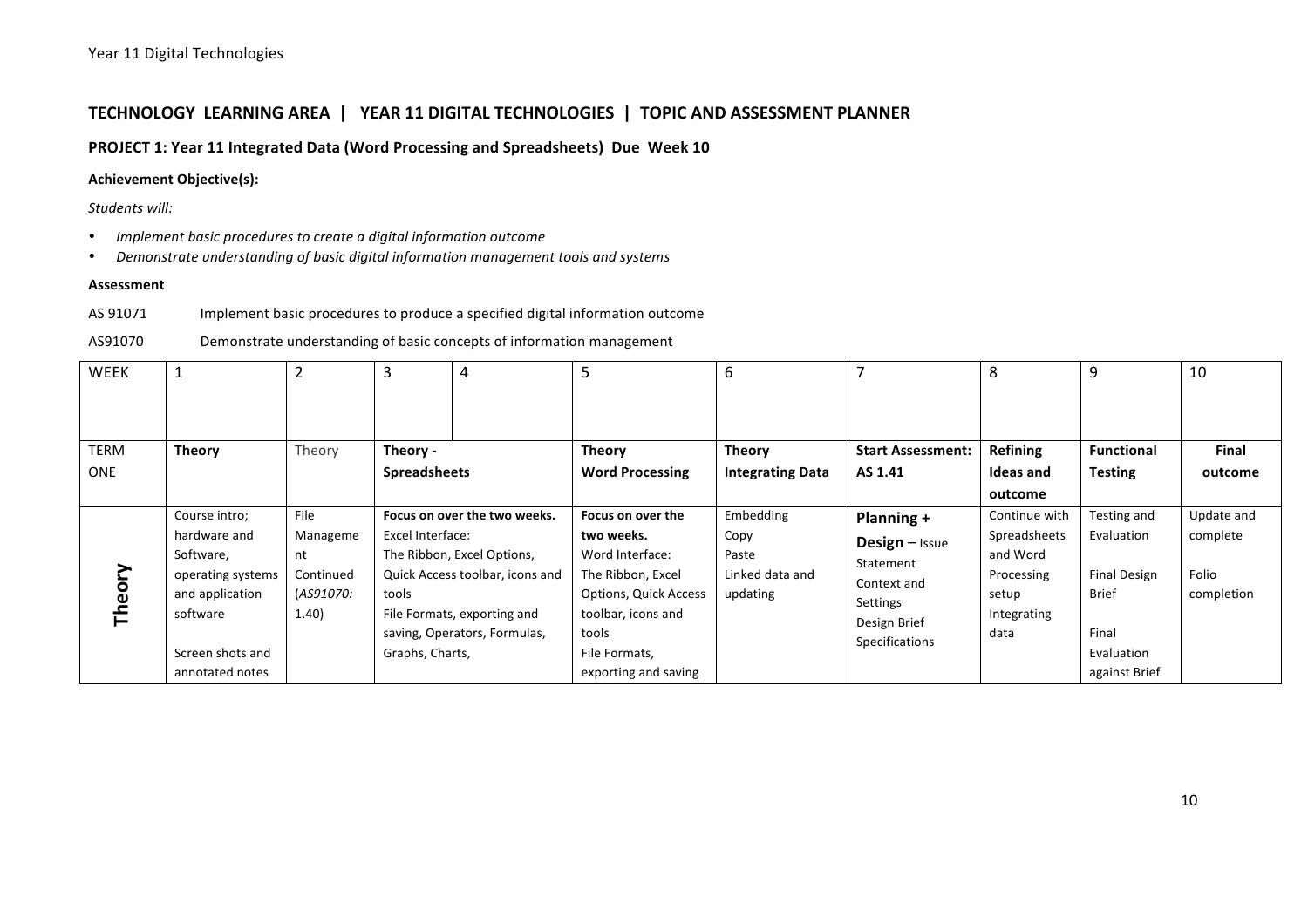## TECHNOLOGY LEARNING AREA | YEAR 11 DIGITAL TECHNOLOGIES | TOPIC AND ASSESSMENT PLANNER

### PROJECT 1: Year 11 Integrated Data (Word Processing and Spreadsheets) Due Week 10

**Achievement Objective(s):**

*Students will:*

- *Implement basic procedures to create a digital information outcome*
- *Demonstrate understanding of basic digital information management tools and systems*

**Assessment**

AS 91071 Implement basic procedures to produce a specified digital information outcome

AS91070 Demonstrate understanding of basic concepts of information management

| WEEK | 1 | 2 | 3 | 4 | 5 | 6 | 7 | 8 | 9 | 10 |
|---|---|---|---|---|---|---|---|---|---|---|
| TERM ONE | **Theory** | Theory | **Theory - Spreadsheets** | | **Theory Word Processing** | **Theory Integrating Data** | **Start Assessment: AS 1.41** | **Refining Ideas and outcome** | **Functional Testing** | **Final outcome** |
| **Theory** | Course intro; hardware and Software, operating systems and application software<br><br>Screen shots and annotated notes | File Management Continued (*AS91070: 1.40*) | **Focus on over the two weeks.** Excel Interface: The Ribbon, Excel Options, Quick Access toolbar, icons and tools File Formats, exporting and saving, Operators, Formulas, Graphs, Charts, | | **Focus on over the two weeks.** Word Interface: The Ribbon, Excel Options, Quick Access toolbar, icons and tools File Formats, exporting and saving | Embedding Copy Paste Linked data and updating | **Planning + Design** – Issue Statement Context and Settings Design Brief Specifications | Continue with Spreadsheets and Word Processing setup Integrating data | Testing and Evaluation<br><br>Final Design Brief<br><br>Final Evaluation against Brief | Update and complete Folio completion |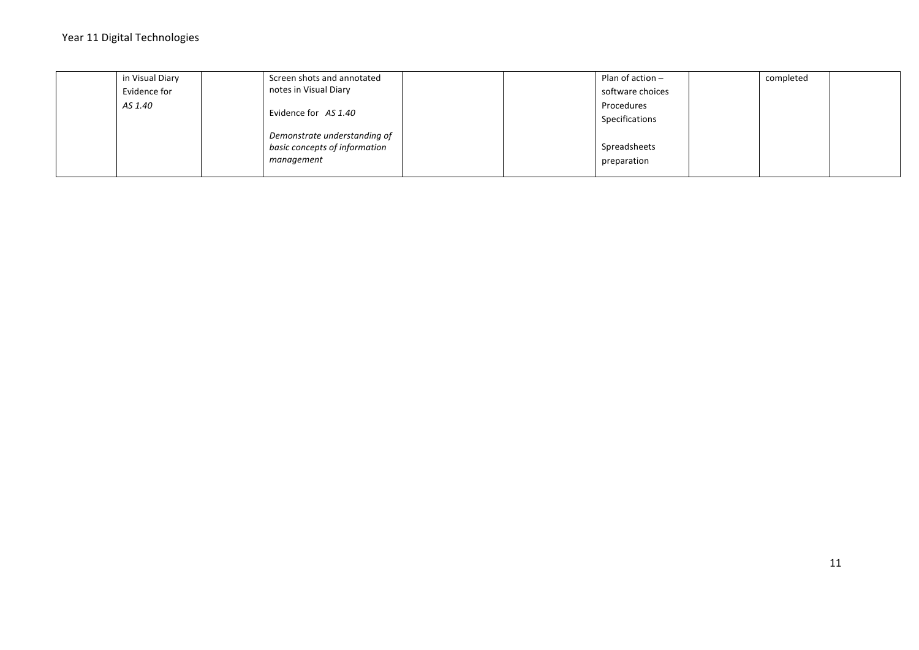| | | | | | | | | | |
|---|---|---|---|---|---|---|---|---|---|
| | in Visual Diary<br>Evidence for<br>*AS 1.40* | | Screen shots and annotated notes in Visual Diary<br><br>Evidence for *AS 1.40*<br><br>*Demonstrate understanding of basic concepts of information management* | | | Plan of action – software choices<br>Procedures<br>Specifications<br><br>Spreadsheets preparation | | completed | |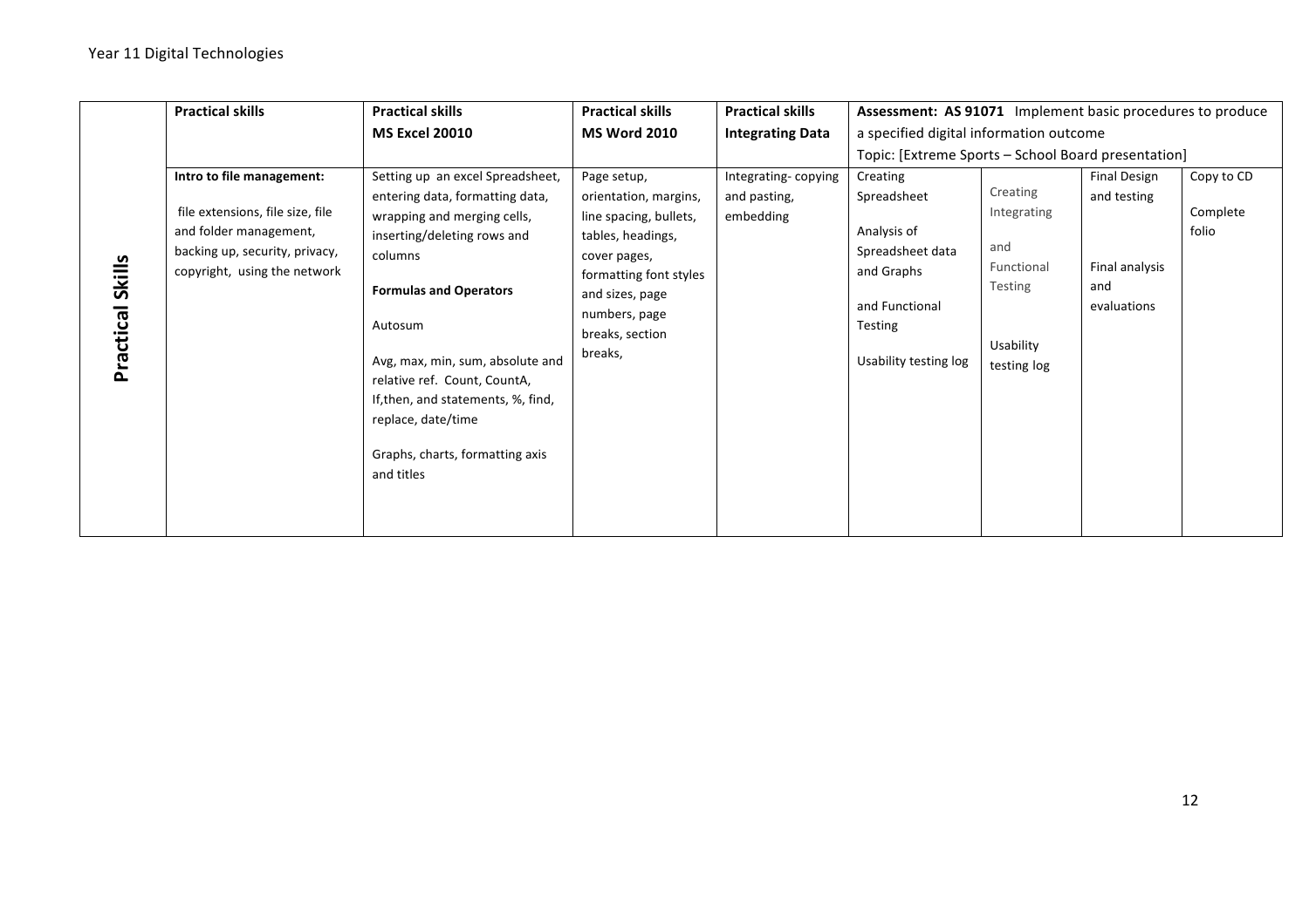| | Practical skills | Practical skills<br>MS Excel 20010 | Practical skills<br>MS Word 2010 | Practical skills<br>Integrating Data | Assessment: AS 91071 Implement basic procedures to produce a specified digital information outcome<br>Topic: [Extreme Sports – School Board presentation] | | | |
|---|---|---|---|---|---|---|---|---|
| **Practical Skills** | **Intro to file management:**<br><br>file extensions, file size, file and folder management, backing up, security, privacy, copyright, using the network | Setting up an excel Spreadsheet, entering data, formatting data, wrapping and merging cells, inserting/deleting rows and columns<br><br>**Formulas and Operators**<br><br>Autosum<br><br>Avg, max, min, sum, absolute and relative ref. Count, CountA, If,then, and statements, %, find, replace, date/time<br><br>Graphs, charts, formatting axis and titles | Page setup, orientation, margins, line spacing, bullets, tables, headings, cover pages, formatting font styles and sizes, page numbers, page breaks, section breaks, | Integrating- copying and pasting, embedding | Creating Spreadsheet<br><br>Analysis of Spreadsheet data and Graphs<br><br>and Functional Testing<br><br>Usability testing log | Creating Integrating<br><br>and Functional Testing<br><br>Usability testing log | Final Design and testing<br><br>Final analysis and evaluations | Copy to CD<br><br>Complete folio |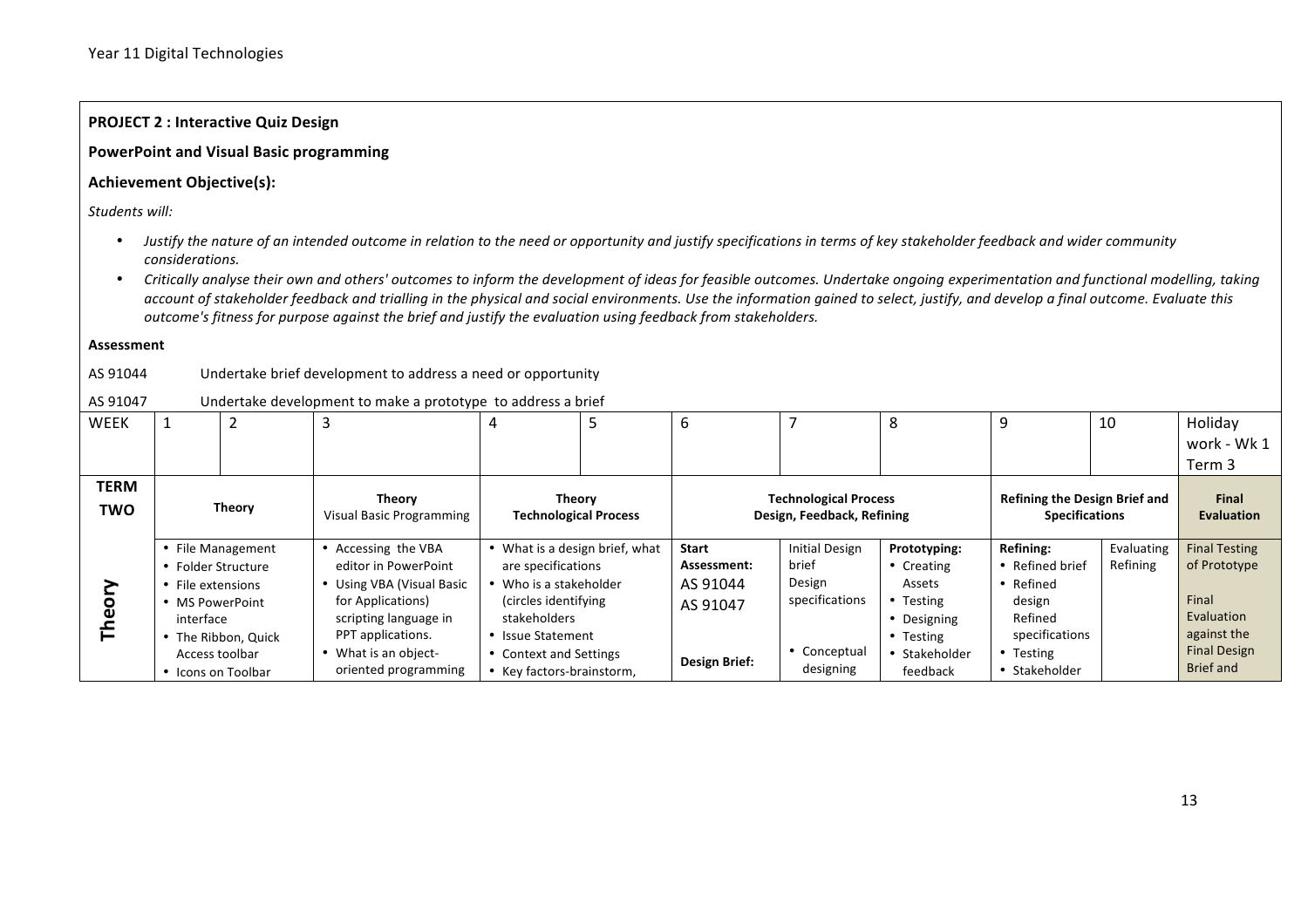**PROJECT 2 : Interactive Quiz Design**

**PowerPoint and Visual Basic programming**

**Achievement Objective(s):**

*Students will:*

- *Justify the nature of an intended outcome in relation to the need or opportunity and justify specifications in terms of key stakeholder feedback and wider community considerations.*
- *Critically analyse their own and others' outcomes to inform the development of ideas for feasible outcomes. Undertake ongoing experimentation and functional modelling, taking account of stakeholder feedback and trialling in the physical and social environments. Use the information gained to select, justify, and develop a final outcome. Evaluate this outcome's fitness for purpose against the brief and justify the evaluation using feedback from stakeholders.*

**Assessment**

AS 91044 Undertake brief development to address a need or opportunity

AS 91047 Undertake development to make a prototype to address a brief

| WEEK | 1 | 2 | 3 | 4 | 5 | 6 | 7 | 8 | 9 | 10 | Holiday work - Wk 1 Term 3 |
|---|---|---|---|---|---|---|---|---|---|---|---|
| **TERM TWO** | **Theory** | | **Theory** Visual Basic Programming | **Theory Technological Process** | | **Technological Process Design, Feedback, Refining** | | | **Refining the Design Brief and Specifications** | | **Final Evaluation** |
| **Theory** | • File Management<br>• Folder Structure<br>• File extensions<br>• MS PowerPoint interface<br>• The Ribbon, Quick Access toolbar<br>• Icons on Toolbar | | • Accessing the VBA editor in PowerPoint<br>• Using VBA (Visual Basic for Applications) scripting language in PPT applications.<br>• What is an object-oriented programming | • What is a design brief, what are specifications<br>• Who is a stakeholder (circles identifying stakeholders<br>• Issue Statement<br>• Context and Settings<br>• Key factors-brainstorm, | | **Start Assessment:**<br>AS 91044<br>AS 91047<br><br>**Design Brief:** | Initial Design brief<br>Design specifications<br><br>• Conceptual designing | **Prototyping:**<br>• Creating Assets<br>• Testing<br>• Designing<br>• Testing<br>• Stakeholder feedback | **Refining:**<br>• Refined brief<br>• Refined design<br>Refined specifications<br>• Testing<br>• Stakeholder | Evaluating Refining | Final Testing of Prototype<br><br>Final Evaluation against the Final Design Brief and |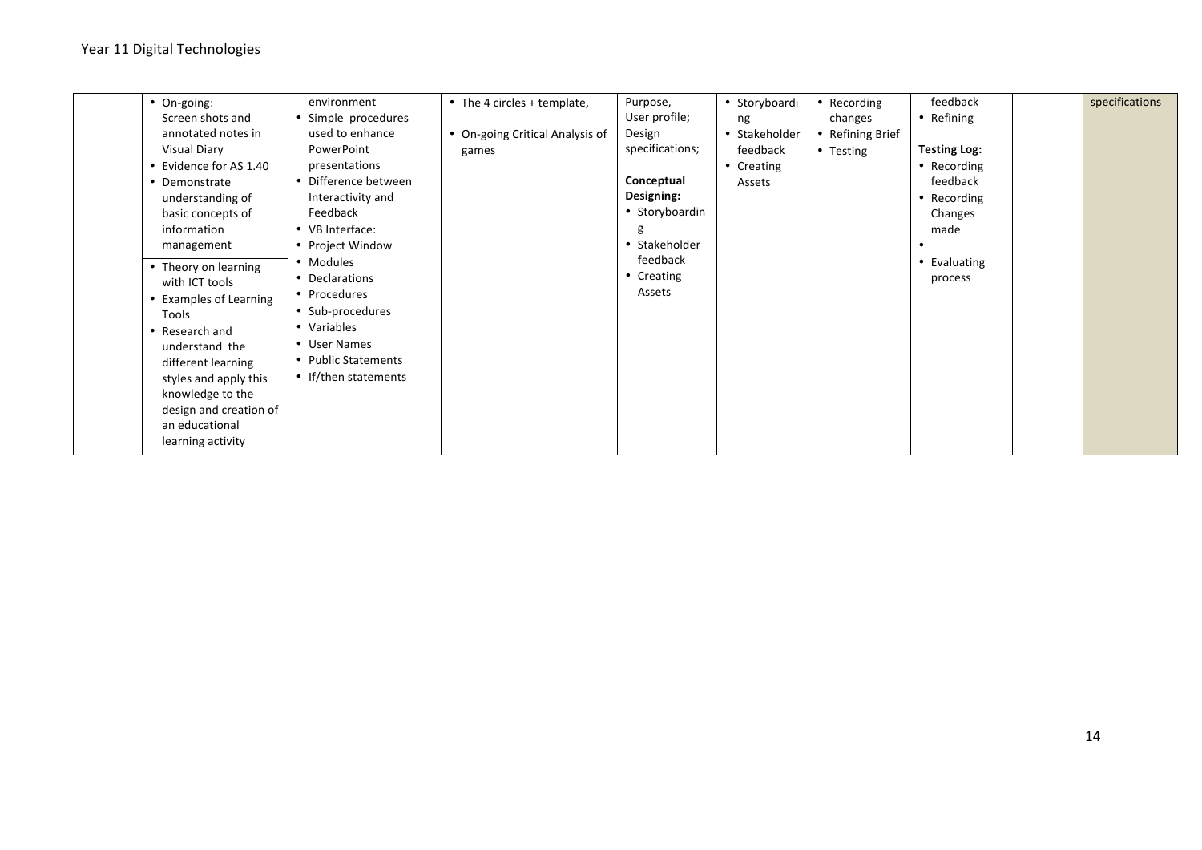| | | | | | | | | | |
|---|---|---|---|---|---|---|---|---|---|
| | • On-going: Screen shots and annotated notes in Visual Diary<br>• Evidence for AS 1.40<br>• Demonstrate understanding of basic concepts of information management<br>• Theory on learning with ICT tools<br>• Examples of Learning Tools<br>• Research and understand the different learning styles and apply this knowledge to the design and creation of an educational learning activity | environment<br>• Simple procedures used to enhance PowerPoint presentations<br>• Difference between Interactivity and Feedback<br>• VB Interface:<br>• Project Window<br>• Modules<br>• Declarations<br>• Procedures<br>• Sub-procedures<br>• Variables<br>• User Names<br>• Public Statements<br>• If/then statements | • The 4 circles + template,<br><br>• On-going Critical Analysis of games | Purpose, User profile; Design specifications;<br><br>**Conceptual Designing:**<br>• Storyboarding<br>• Stakeholder feedback<br>• Creating Assets | • Storyboarding<br>• Stakeholder feedback<br>• Creating Assets | • Recording changes<br>• Refining Brief<br>• Testing | feedback<br>• Refining<br><br>**Testing Log:**<br>• Recording feedback<br>• Recording Changes made<br>•<br>• Evaluating process | | specifications |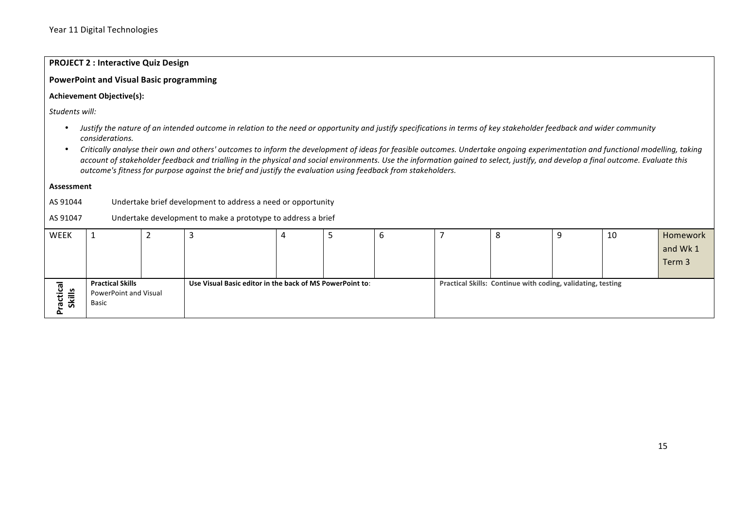**PROJECT 2 : Interactive Quiz Design**

**PowerPoint and Visual Basic programming**

**Achievement Objective(s):**

*Students will:*

- *Justify the nature of an intended outcome in relation to the need or opportunity and justify specifications in terms of key stakeholder feedback and wider community considerations.*
- *Critically analyse their own and others' outcomes to inform the development of ideas for feasible outcomes. Undertake ongoing experimentation and functional modelling, taking account of stakeholder feedback and trialling in the physical and social environments. Use the information gained to select, justify, and develop a final outcome. Evaluate this outcome's fitness for purpose against the brief and justify the evaluation using feedback from stakeholders.*

**Assessment**

AS 91044 Undertake brief development to address a need or opportunity

AS 91047 Undertake development to make a prototype to address a brief

| WEEK | 1 | 2 | 3 | 4 | 5 | 6 | 7 | 8 | 9 | 10 | Homework and Wk 1 Term 3 |
|---|---|---|---|---|---|---|---|---|---|---|---|
| **Practical Skills** | **Practical Skills** PowerPoint and Visual Basic | | **Use Visual Basic editor in the back of MS PowerPoint to**: | | | | **Practical Skills: Continue with coding, validating, testing** | | | | |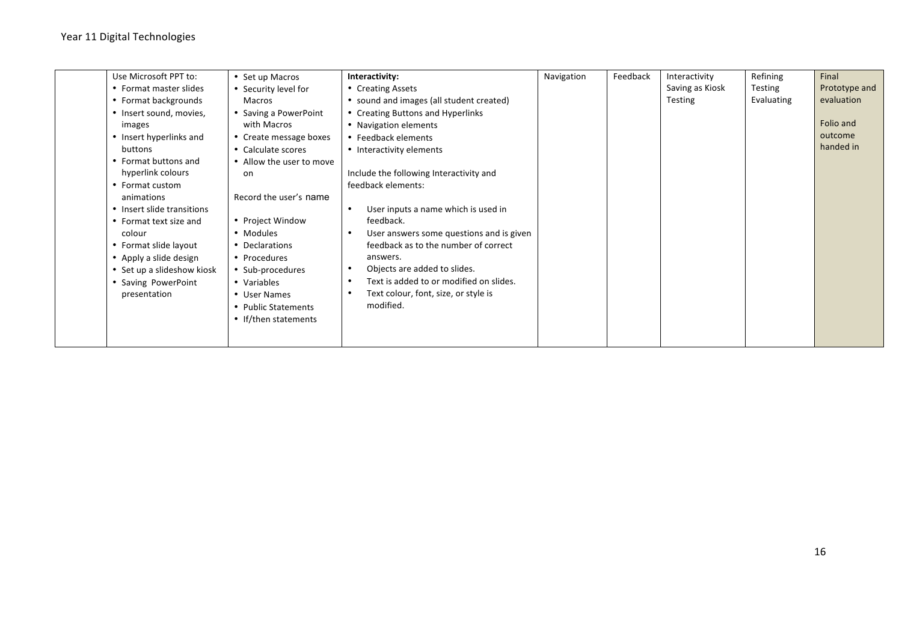| | | | | | | | | |
|---|---|---|---|---|---|---|---|---|
| | Use Microsoft PPT to:<br>• Format master slides<br>• Format backgrounds<br>• Insert sound, movies, images<br>• Insert hyperlinks and buttons<br>• Format buttons and hyperlink colours<br>• Format custom animations<br>• Insert slide transitions<br>• Format text size and colour<br>• Format slide layout<br>• Apply a slide design<br>• Set up a slideshow kiosk<br>• Saving PowerPoint presentation | • Set up Macros<br>• Security level for Macros<br>• Saving a PowerPoint with Macros<br>• Create message boxes<br>• Calculate scores<br>• Allow the user to move on<br><br>Record the user's name<br><br>• Project Window<br>• Modules<br>• Declarations<br>• Procedures<br>• Sub-procedures<br>• Variables<br>• User Names<br>• Public Statements<br>• If/then statements | **Interactivity:**<br>• Creating Assets<br>• sound and images (all student created)<br>• Creating Buttons and Hyperlinks<br>• Navigation elements<br>• Feedback elements<br>• Interactivity elements<br><br>Include the following Interactivity and feedback elements:<br><br>• User inputs a name which is used in feedback.<br>• User answers some questions and is given feedback as to the number of correct answers.<br>• Objects are added to slides.<br>• Text is added to or modified on slides.<br>• Text colour, font, size, or style is modified. | Navigation | Feedback | Interactivity<br>Saving as Kiosk<br>Testing | Refining<br>Testing<br>Evaluating | Final Prototype and evaluation<br><br>Folio and outcome handed in |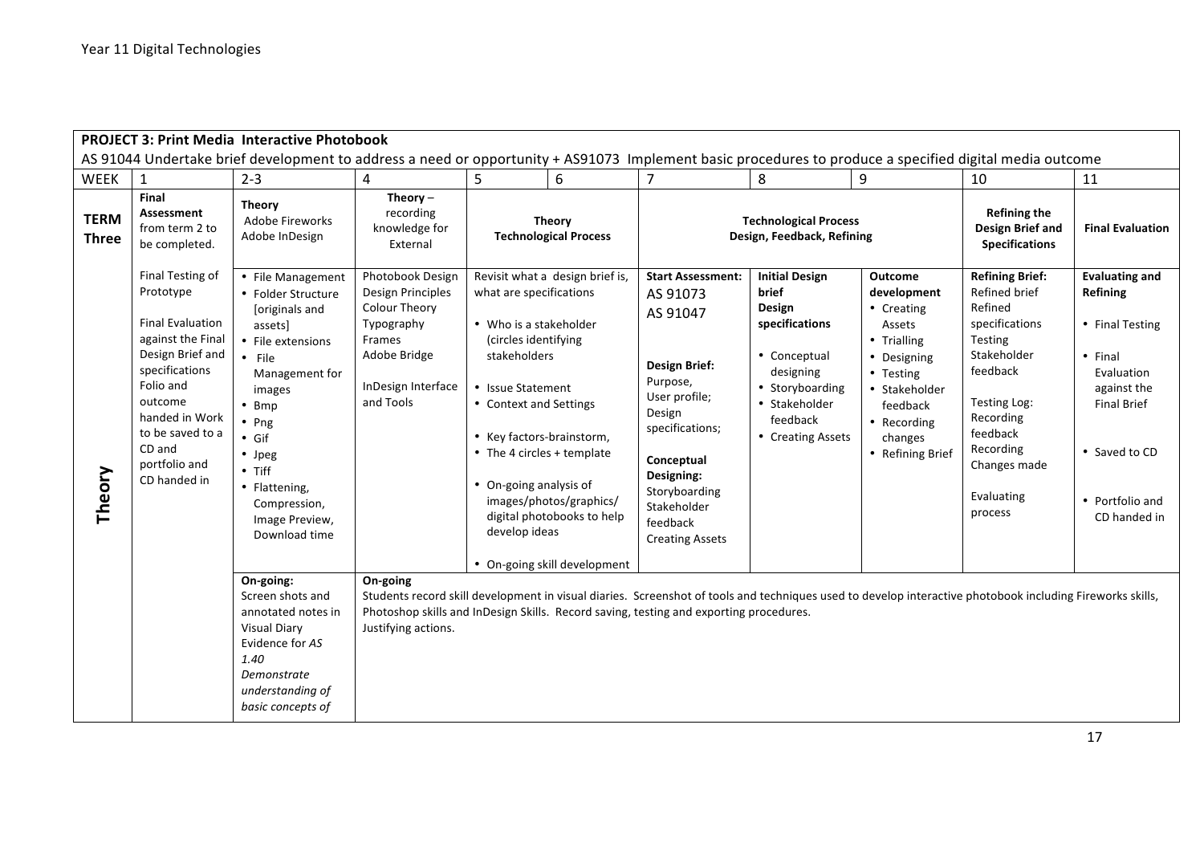Year 11 Digital Technologies

| **PROJECT 3: Print Media Interactive Photobook** | | | | | | | | | | |
|---|---|---|---|---|---|---|---|---|---|---|
| AS 91044 Undertake brief development to address a need or opportunity + AS91073 Implement basic procedures to produce a specified digital media outcome | | | | | | | | | | |
| WEEK | 1 | 2-3 | 4 | 5 | 6 | 7 | 8 | 9 | 10 | 11 |
| **TERM Three** | **Final Assessment** from term 2 to be completed. | **Theory** Adobe Fireworks Adobe InDesign | **Theory** – recording knowledge for External | **Theory Technological Process** | | **Technological Process Design, Feedback, Refining** | | | **Refining the Design Brief and Specifications** | **Final Evaluation** |
| **Theory** | Final Testing of Prototype<br><br>Final Evaluation against the Final Design Brief and specifications Folio and outcome handed in Work to be saved to a CD and portfolio and CD handed in | • File Management<br>• Folder Structure [originals and assets]<br>• File extensions<br>• File Management for images<br>• Bmp<br>• Png<br>• Gif<br>• Jpeg<br>• Tiff<br>• Flattening, Compression, Image Preview, Download time | Photobook Design<br>Design Principles<br>Colour Theory<br>Typography<br>Frames<br>Adobe Bridge<br><br>InDesign Interface and Tools | Revisit what a design brief is, what are specifications<br><br>• Who is a stakeholder (circles identifying stakeholders<br><br>• Issue Statement<br>• Context and Settings<br><br>• Key factors-brainstorm,<br>• The 4 circles + template<br><br>• On-going analysis of images/photos/graphics/ digital photobooks to help develop ideas<br><br>• On-going skill development | | **Start Assessment:** AS 91073 AS 91047<br><br>**Design Brief:** Purpose, User profile; Design specifications;<br><br>**Conceptual Designing:** Storyboarding Stakeholder feedback Creating Assets | **Initial Design brief**<br>**Design specifications**<br><br>• Conceptual designing<br>• Storyboarding<br>• Stakeholder feedback<br>• Creating Assets | **Outcome development**<br>• Creating Assets<br>• Trialling<br>• Designing<br>• Testing<br>• Stakeholder feedback<br>• Recording changes<br>• Refining Brief | **Refining Brief:** Refined brief Refined specifications Testing Stakeholder feedback<br><br>Testing Log: Recording feedback Recording Changes made<br><br>Evaluating process | **Evaluating and Refining**<br><br>• Final Testing<br><br>• Final Evaluation against the Final Brief<br><br>• Saved to CD<br><br>• Portfolio and CD handed in |
| | | **On-going:** Screen shots and annotated notes in Visual Diary Evidence for *AS 1.40 Demonstrate understanding of basic concepts of* | **On-going** Students record skill development in visual diaries. Screenshot of tools and techniques used to develop interactive photobook including Fireworks skills, Photoshop skills and InDesign Skills. Record saving, testing and exporting procedures. Justifying actions. | | | | | | | |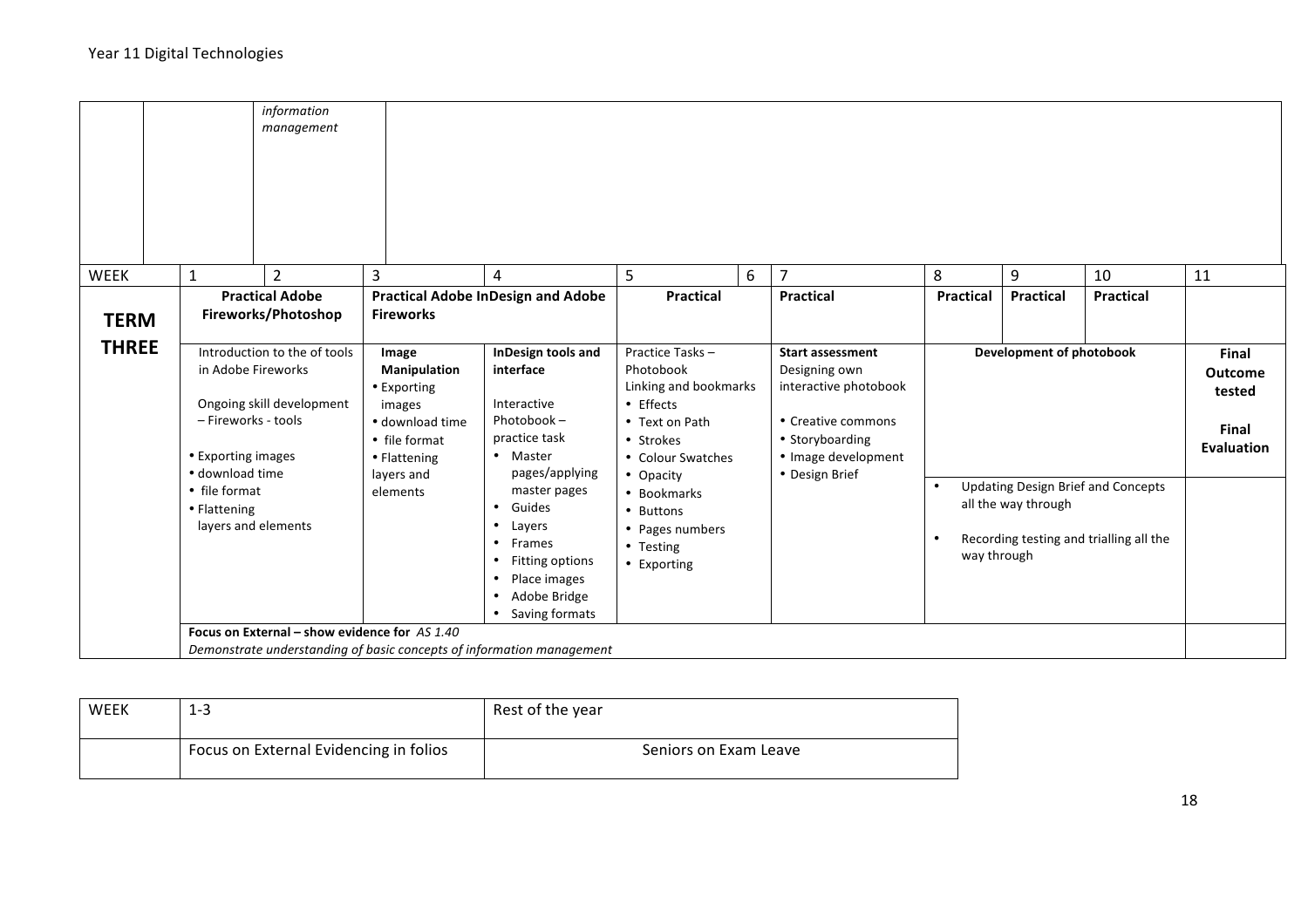| | | | |
|---|---|---|---|
| | | *information management* | |

| WEEK | 1 | 2 | 3 | 4 | 5 | 6 | 7 | 8 | 9 | 10 | 11 |
|---|---|---|---|---|---|---|---|---|---|---|---|
| **TERM THREE** | **Practical Adobe Fireworks/Photoshop** | | **Practical Adobe InDesign and Adobe Fireworks** | | **Practical** | | **Practical** | **Practical** | **Practical** | **Practical** | |
| | Introduction to the of tools in Adobe Fireworks<br><br>Ongoing skill development – Fireworks - tools<br><br>• Exporting images<br>• download time<br>• file format<br>• Flattening layers and elements | | **Image Manipulation**<br>• Exporting images<br>• download time<br>• file format<br>• Flattening layers and elements | **InDesign tools and interface**<br><br>Interactive Photobook – practice task<br>• Master pages/applying master pages<br>• Guides<br>• Layers<br>• Frames<br>• Fitting options<br>• Place images<br>• Adobe Bridge<br>• Saving formats | Practice Tasks – Photobook<br>Linking and bookmarks<br>• Effects<br>• Text on Path<br>• Strokes<br>• Colour Swatches<br>• Opacity<br>• Bookmarks<br>• Buttons<br>• Pages numbers<br>• Testing<br>• Exporting | | **Start assessment**<br>Designing own interactive photobook<br><br>• Creative commons<br>• Storyboarding<br>• Image development<br>• Design Brief | **Development of photobook**<br><br>• Updating Design Brief and Concepts all the way through<br>• Recording testing and trialling all the way through | | | **Final Outcome tested**<br><br>**Final Evaluation** |
| | **Focus on External – show evidence for** *AS 1.40*<br>*Demonstrate understanding of basic concepts of information management* | | | | | | | | | | |

| WEEK | 1-3 | Rest of the year |
|---|---|---|
| | Focus on External Evidencing in folios | Seniors on Exam Leave |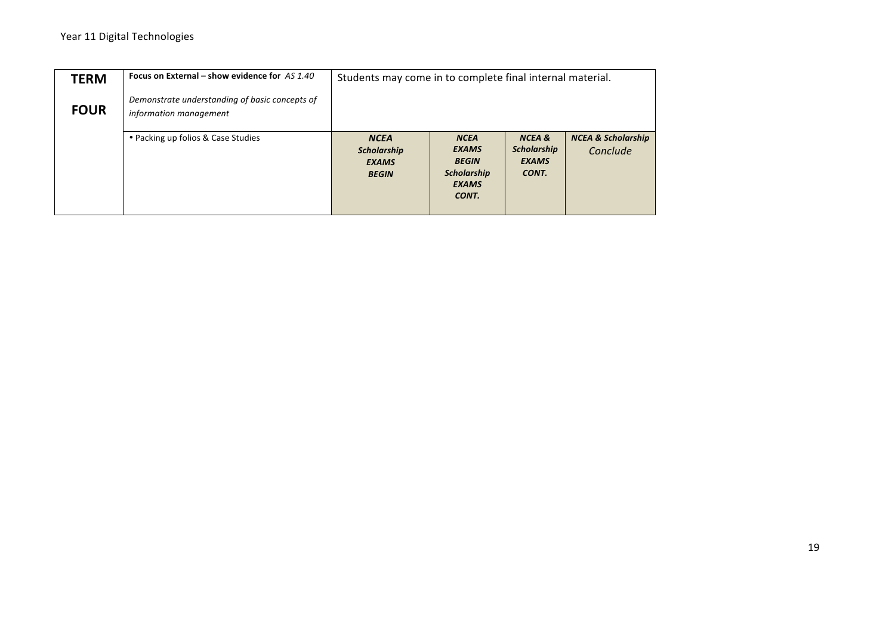| | | | | | |
|---|---|---|---|---|---|
| **TERM**<br><br>**FOUR** | **Focus on External – show evidence for** *AS 1.40*<br><br>*Demonstrate understanding of basic concepts of information management* | Students may come in to complete final internal material. | | | |
| | • Packing up folios & Case Studies | ***NCEA Scholarship EXAMS BEGIN*** | ***NCEA EXAMS BEGIN Scholarship EXAMS CONT.*** | ***NCEA & Scholarship EXAMS CONT.*** | ***NCEA & Scholarship*** *Conclude* |